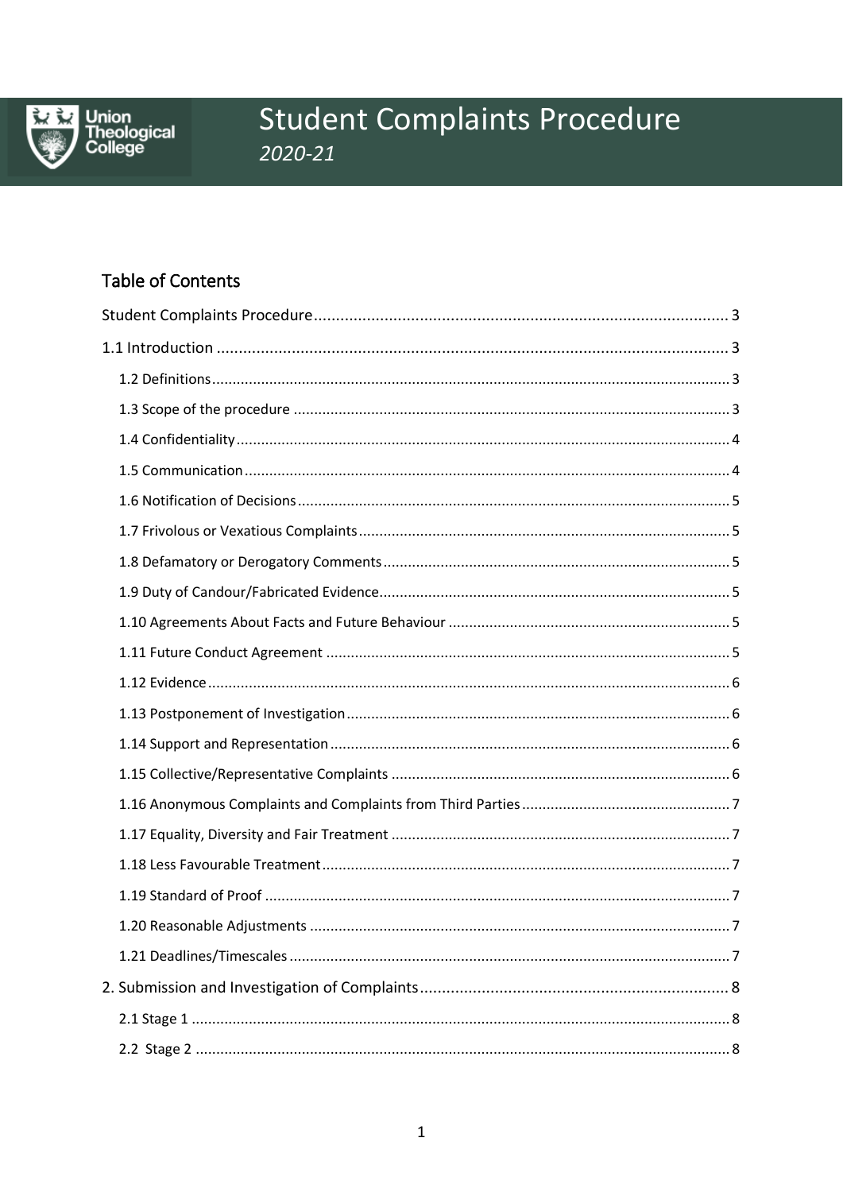Union Theological College

# Student Complaints Procedure

*2020-21*

## Table of Contents

Student Complaints Procedure .......... 3

1.1 Introduction .......... 3

- 1.2 Definitions .......... 3
- 1.3 Scope of the procedure .......... 3
- 1.4 Confidentiality .......... 4
- 1.5 Communication .......... 4
- 1.6 Notification of Decisions .......... 5
- 1.7 Frivolous or Vexatious Complaints .......... 5
- 1.8 Defamatory or Derogatory Comments .......... 5
- 1.9 Duty of Candour/Fabricated Evidence .......... 5
- 1.10 Agreements About Facts and Future Behaviour .......... 5
- 1.11 Future Conduct Agreement .......... 5
- 1.12 Evidence .......... 6
- 1.13 Postponement of Investigation .......... 6
- 1.14 Support and Representation .......... 6
- 1.15 Collective/Representative Complaints .......... 6
- 1.16 Anonymous Complaints and Complaints from Third Parties .......... 7
- 1.17 Equality, Diversity and Fair Treatment .......... 7
- 1.18 Less Favourable Treatment .......... 7
- 1.19 Standard of Proof .......... 7
- 1.20 Reasonable Adjustments .......... 7
- 1.21 Deadlines/Timescales .......... 7

2. Submission and Investigation of Complaints .......... 8

- 2.1 Stage 1 .......... 8
- 2.2 Stage 2 .......... 8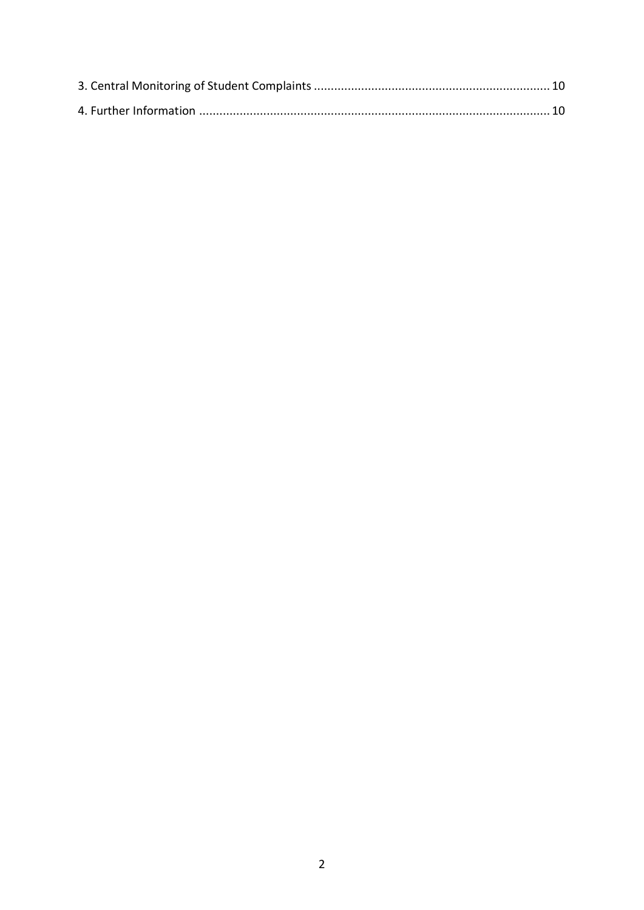3. Central Monitoring of Student Complaints ..................................................................... 10

4. Further Information ....................................................................................................... 10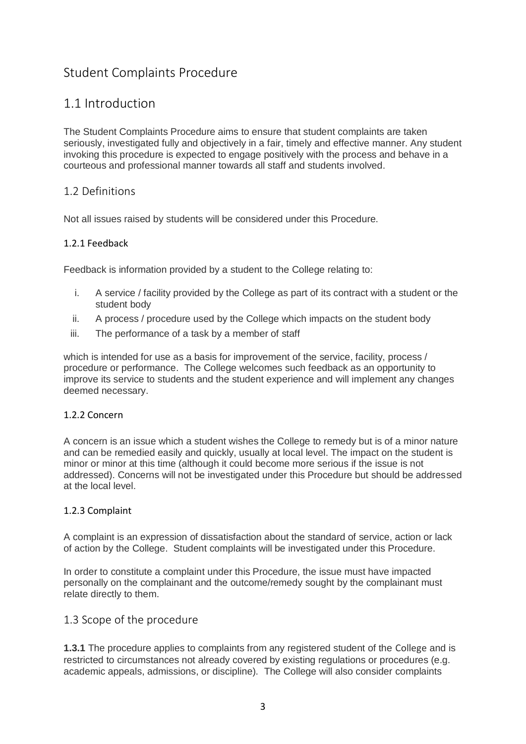# Student Complaints Procedure

## 1.1 Introduction

The Student Complaints Procedure aims to ensure that student complaints are taken seriously, investigated fully and objectively in a fair, timely and effective manner. Any student invoking this procedure is expected to engage positively with the process and behave in a courteous and professional manner towards all staff and students involved.

### 1.2 Definitions

Not all issues raised by students will be considered under this Procedure.

#### 1.2.1 Feedback

Feedback is information provided by a student to the College relating to:

i. A service / facility provided by the College as part of its contract with a student or the student body
ii. A process / procedure used by the College which impacts on the student body
iii. The performance of a task by a member of staff

which is intended for use as a basis for improvement of the service, facility, process / procedure or performance. The College welcomes such feedback as an opportunity to improve its service to students and the student experience and will implement any changes deemed necessary.

#### 1.2.2 Concern

A concern is an issue which a student wishes the College to remedy but is of a minor nature and can be remedied easily and quickly, usually at local level. The impact on the student is minor or minor at this time (although it could become more serious if the issue is not addressed). Concerns will not be investigated under this Procedure but should be addressed at the local level.

#### 1.2.3 Complaint

A complaint is an expression of dissatisfaction about the standard of service, action or lack of action by the College. Student complaints will be investigated under this Procedure.

In order to constitute a complaint under this Procedure, the issue must have impacted personally on the complainant and the outcome/remedy sought by the complainant must relate directly to them.

### 1.3 Scope of the procedure

**1.3.1** The procedure applies to complaints from any registered student of the College and is restricted to circumstances not already covered by existing regulations or procedures (e.g. academic appeals, admissions, or discipline). The College will also consider complaints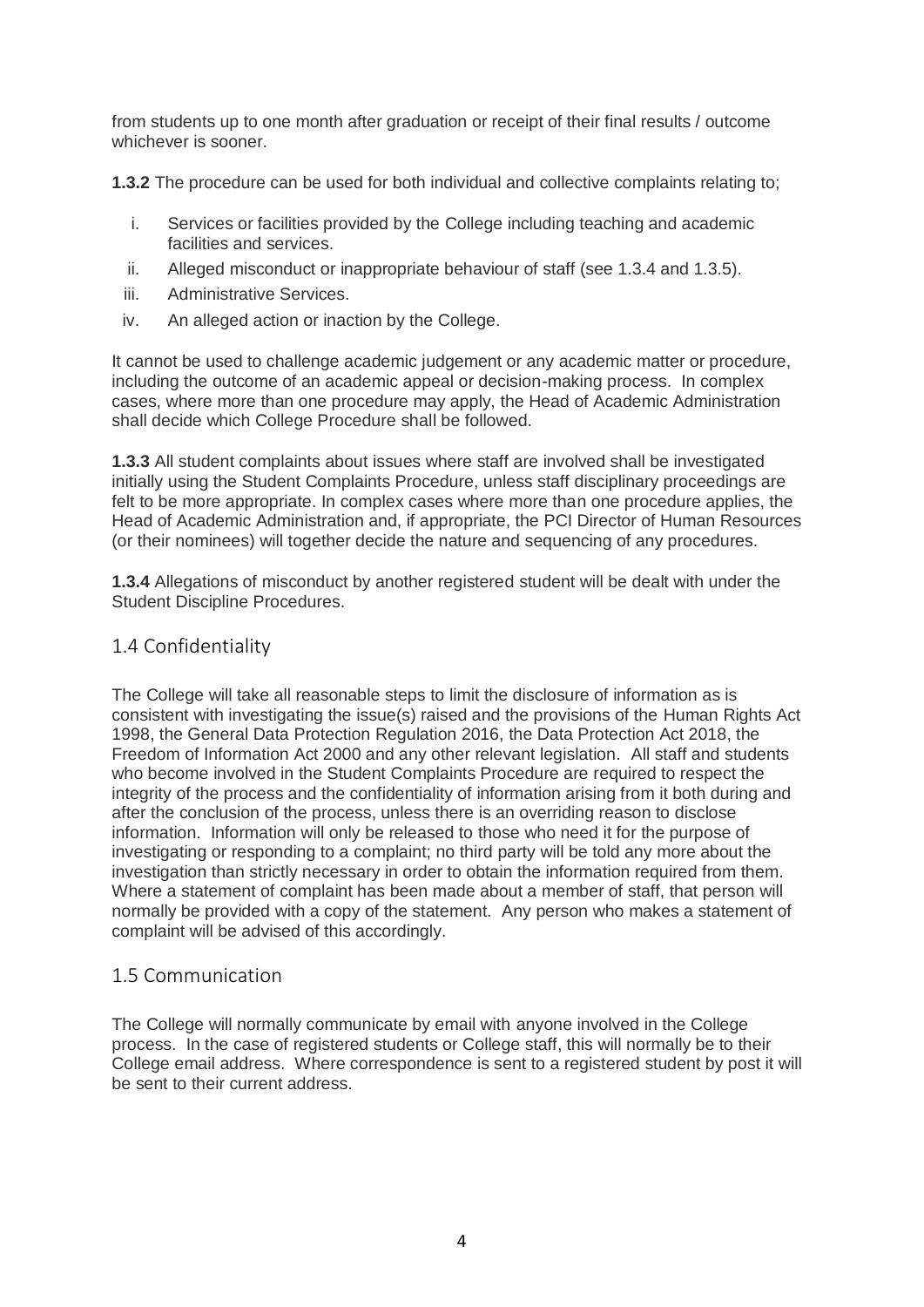from students up to one month after graduation or receipt of their final results / outcome whichever is sooner.

**1.3.2** The procedure can be used for both individual and collective complaints relating to;

i. Services or facilities provided by the College including teaching and academic facilities and services.
ii. Alleged misconduct or inappropriate behaviour of staff (see 1.3.4 and 1.3.5).
iii. Administrative Services.
iv. An alleged action or inaction by the College.

It cannot be used to challenge academic judgement or any academic matter or procedure, including the outcome of an academic appeal or decision-making process. In complex cases, where more than one procedure may apply, the Head of Academic Administration shall decide which College Procedure shall be followed.

**1.3.3** All student complaints about issues where staff are involved shall be investigated initially using the Student Complaints Procedure, unless staff disciplinary proceedings are felt to be more appropriate. In complex cases where more than one procedure applies, the Head of Academic Administration and, if appropriate, the PCI Director of Human Resources (or their nominees) will together decide the nature and sequencing of any procedures.

**1.3.4** Allegations of misconduct by another registered student will be dealt with under the Student Discipline Procedures.

## 1.4 Confidentiality

The College will take all reasonable steps to limit the disclosure of information as is consistent with investigating the issue(s) raised and the provisions of the Human Rights Act 1998, the General Data Protection Regulation 2016, the Data Protection Act 2018, the Freedom of Information Act 2000 and any other relevant legislation. All staff and students who become involved in the Student Complaints Procedure are required to respect the integrity of the process and the confidentiality of information arising from it both during and after the conclusion of the process, unless there is an overriding reason to disclose information. Information will only be released to those who need it for the purpose of investigating or responding to a complaint; no third party will be told any more about the investigation than strictly necessary in order to obtain the information required from them. Where a statement of complaint has been made about a member of staff, that person will normally be provided with a copy of the statement. Any person who makes a statement of complaint will be advised of this accordingly.

## 1.5 Communication

The College will normally communicate by email with anyone involved in the College process. In the case of registered students or College staff, this will normally be to their College email address. Where correspondence is sent to a registered student by post it will be sent to their current address.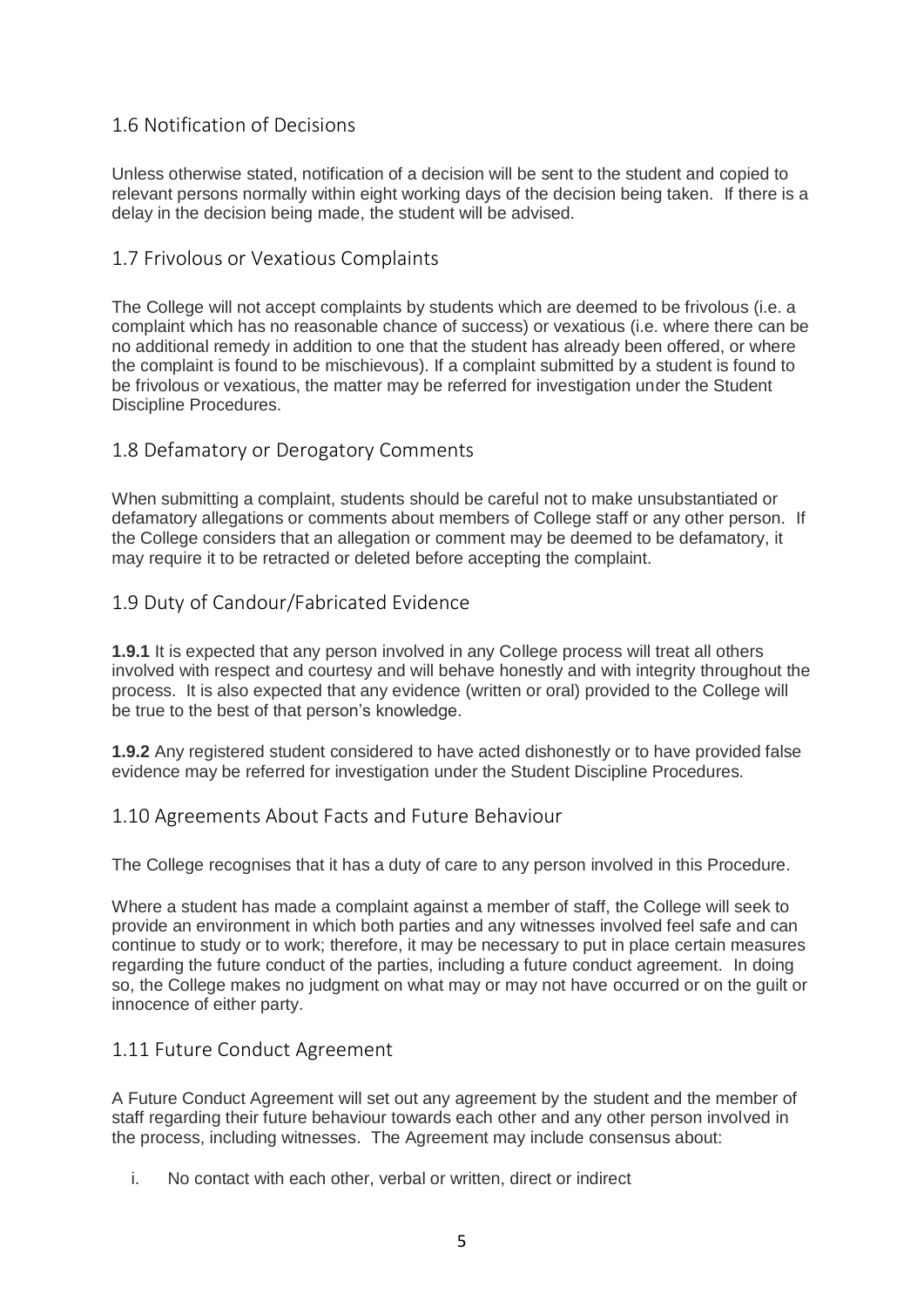## 1.6 Notification of Decisions

Unless otherwise stated, notification of a decision will be sent to the student and copied to relevant persons normally within eight working days of the decision being taken. If there is a delay in the decision being made, the student will be advised.

## 1.7 Frivolous or Vexatious Complaints

The College will not accept complaints by students which are deemed to be frivolous (i.e. a complaint which has no reasonable chance of success) or vexatious (i.e. where there can be no additional remedy in addition to one that the student has already been offered, or where the complaint is found to be mischievous). If a complaint submitted by a student is found to be frivolous or vexatious, the matter may be referred for investigation under the Student Discipline Procedures.

## 1.8 Defamatory or Derogatory Comments

When submitting a complaint, students should be careful not to make unsubstantiated or defamatory allegations or comments about members of College staff or any other person. If the College considers that an allegation or comment may be deemed to be defamatory, it may require it to be retracted or deleted before accepting the complaint.

## 1.9 Duty of Candour/Fabricated Evidence

**1.9.1** It is expected that any person involved in any College process will treat all others involved with respect and courtesy and will behave honestly and with integrity throughout the process. It is also expected that any evidence (written or oral) provided to the College will be true to the best of that person's knowledge.

**1.9.2** Any registered student considered to have acted dishonestly or to have provided false evidence may be referred for investigation under the Student Discipline Procedures.

## 1.10 Agreements About Facts and Future Behaviour

The College recognises that it has a duty of care to any person involved in this Procedure.

Where a student has made a complaint against a member of staff, the College will seek to provide an environment in which both parties and any witnesses involved feel safe and can continue to study or to work; therefore, it may be necessary to put in place certain measures regarding the future conduct of the parties, including a future conduct agreement. In doing so, the College makes no judgment on what may or may not have occurred or on the guilt or innocence of either party.

## 1.11 Future Conduct Agreement

A Future Conduct Agreement will set out any agreement by the student and the member of staff regarding their future behaviour towards each other and any other person involved in the process, including witnesses. The Agreement may include consensus about:

i. No contact with each other, verbal or written, direct or indirect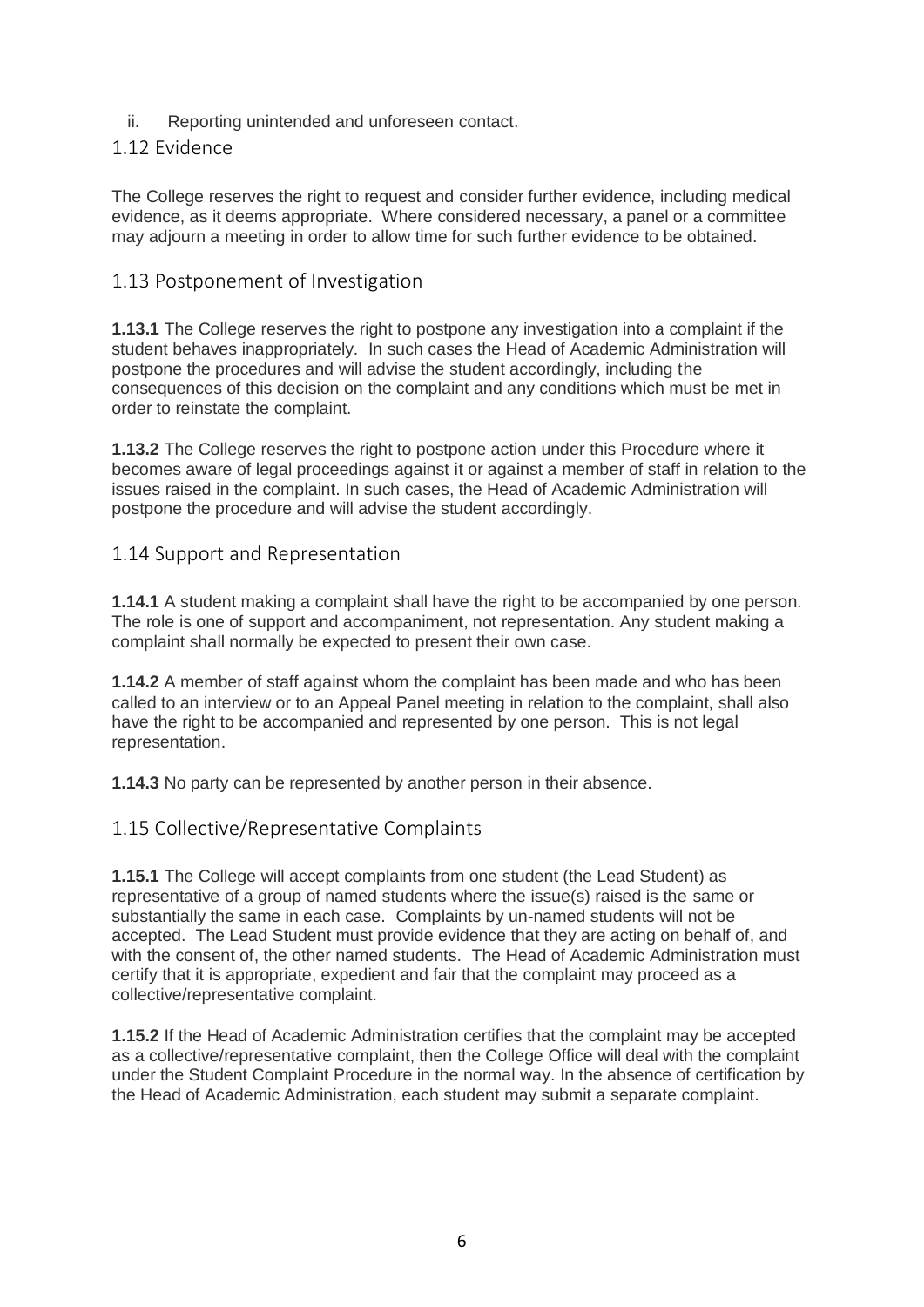ii. Reporting unintended and unforeseen contact.

## 1.12 Evidence

The College reserves the right to request and consider further evidence, including medical evidence, as it deems appropriate. Where considered necessary, a panel or a committee may adjourn a meeting in order to allow time for such further evidence to be obtained.

## 1.13 Postponement of Investigation

**1.13.1** The College reserves the right to postpone any investigation into a complaint if the student behaves inappropriately. In such cases the Head of Academic Administration will postpone the procedures and will advise the student accordingly, including the consequences of this decision on the complaint and any conditions which must be met in order to reinstate the complaint.

**1.13.2** The College reserves the right to postpone action under this Procedure where it becomes aware of legal proceedings against it or against a member of staff in relation to the issues raised in the complaint. In such cases, the Head of Academic Administration will postpone the procedure and will advise the student accordingly.

## 1.14 Support and Representation

**1.14.1** A student making a complaint shall have the right to be accompanied by one person. The role is one of support and accompaniment, not representation. Any student making a complaint shall normally be expected to present their own case.

**1.14.2** A member of staff against whom the complaint has been made and who has been called to an interview or to an Appeal Panel meeting in relation to the complaint, shall also have the right to be accompanied and represented by one person. This is not legal representation.

**1.14.3** No party can be represented by another person in their absence.

## 1.15 Collective/Representative Complaints

**1.15.1** The College will accept complaints from one student (the Lead Student) as representative of a group of named students where the issue(s) raised is the same or substantially the same in each case. Complaints by un-named students will not be accepted. The Lead Student must provide evidence that they are acting on behalf of, and with the consent of, the other named students. The Head of Academic Administration must certify that it is appropriate, expedient and fair that the complaint may proceed as a collective/representative complaint.

**1.15.2** If the Head of Academic Administration certifies that the complaint may be accepted as a collective/representative complaint, then the College Office will deal with the complaint under the Student Complaint Procedure in the normal way. In the absence of certification by the Head of Academic Administration, each student may submit a separate complaint.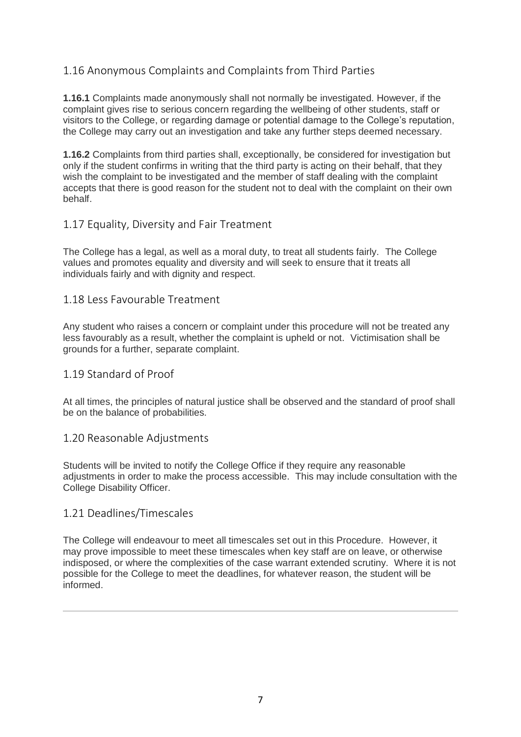## 1.16 Anonymous Complaints and Complaints from Third Parties

**1.16.1** Complaints made anonymously shall not normally be investigated. However, if the complaint gives rise to serious concern regarding the wellbeing of other students, staff or visitors to the College, or regarding damage or potential damage to the College's reputation, the College may carry out an investigation and take any further steps deemed necessary.

**1.16.2** Complaints from third parties shall, exceptionally, be considered for investigation but only if the student confirms in writing that the third party is acting on their behalf, that they wish the complaint to be investigated and the member of staff dealing with the complaint accepts that there is good reason for the student not to deal with the complaint on their own behalf.

## 1.17 Equality, Diversity and Fair Treatment

The College has a legal, as well as a moral duty, to treat all students fairly. The College values and promotes equality and diversity and will seek to ensure that it treats all individuals fairly and with dignity and respect.

## 1.18 Less Favourable Treatment

Any student who raises a concern or complaint under this procedure will not be treated any less favourably as a result, whether the complaint is upheld or not. Victimisation shall be grounds for a further, separate complaint.

## 1.19 Standard of Proof

At all times, the principles of natural justice shall be observed and the standard of proof shall be on the balance of probabilities.

## 1.20 Reasonable Adjustments

Students will be invited to notify the College Office if they require any reasonable adjustments in order to make the process accessible. This may include consultation with the College Disability Officer.

## 1.21 Deadlines/Timescales

The College will endeavour to meet all timescales set out in this Procedure. However, it may prove impossible to meet these timescales when key staff are on leave, or otherwise indisposed, or where the complexities of the case warrant extended scrutiny. Where it is not possible for the College to meet the deadlines, for whatever reason, the student will be informed.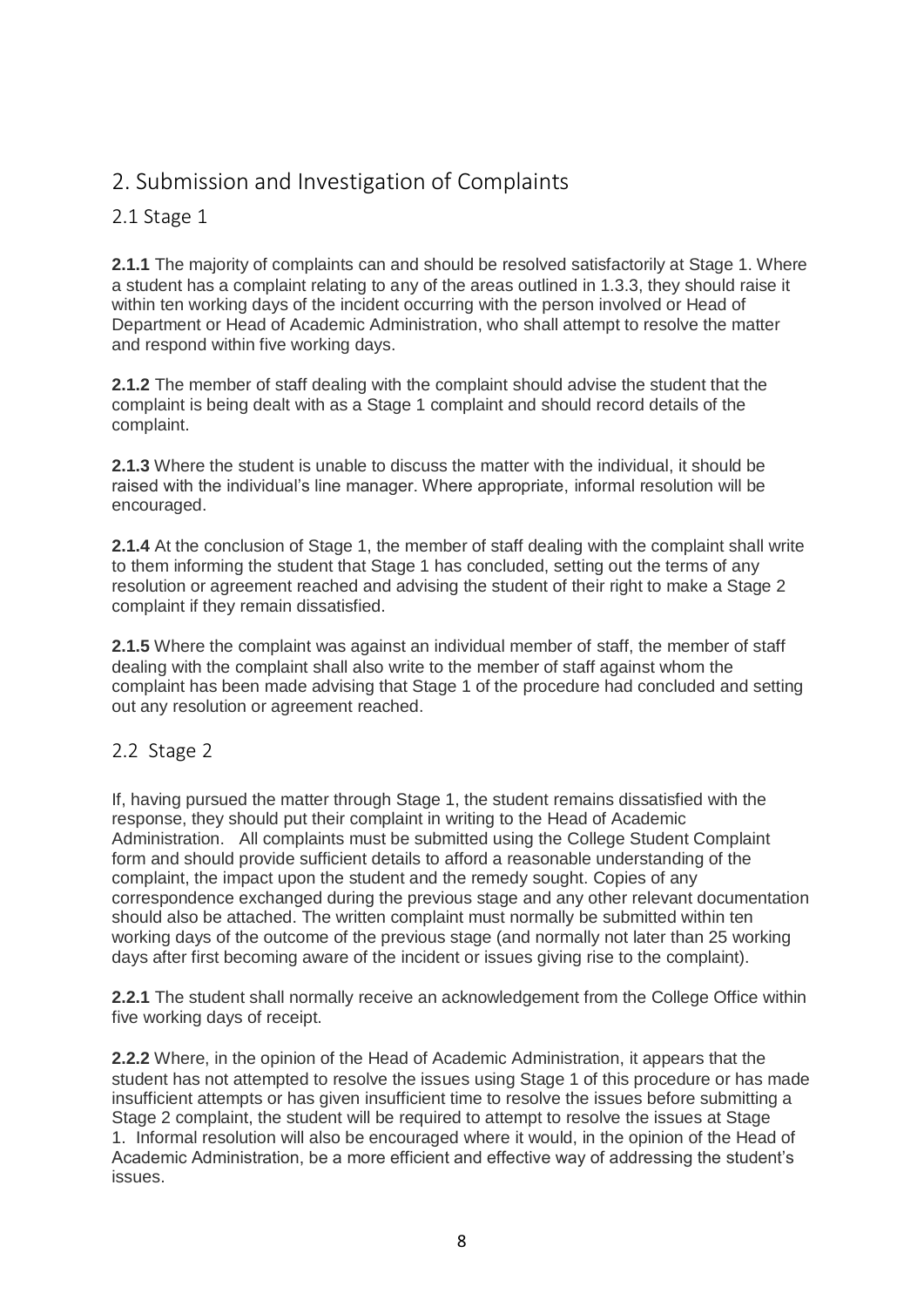## 2. Submission and Investigation of Complaints

### 2.1 Stage 1

**2.1.1** The majority of complaints can and should be resolved satisfactorily at Stage 1. Where a student has a complaint relating to any of the areas outlined in 1.3.3, they should raise it within ten working days of the incident occurring with the person involved or Head of Department or Head of Academic Administration, who shall attempt to resolve the matter and respond within five working days.

**2.1.2** The member of staff dealing with the complaint should advise the student that the complaint is being dealt with as a Stage 1 complaint and should record details of the complaint.

**2.1.3** Where the student is unable to discuss the matter with the individual, it should be raised with the individual's line manager. Where appropriate, informal resolution will be encouraged.

**2.1.4** At the conclusion of Stage 1, the member of staff dealing with the complaint shall write to them informing the student that Stage 1 has concluded, setting out the terms of any resolution or agreement reached and advising the student of their right to make a Stage 2 complaint if they remain dissatisfied.

**2.1.5** Where the complaint was against an individual member of staff, the member of staff dealing with the complaint shall also write to the member of staff against whom the complaint has been made advising that Stage 1 of the procedure had concluded and setting out any resolution or agreement reached.

### 2.2 Stage 2

If, having pursued the matter through Stage 1, the student remains dissatisfied with the response, they should put their complaint in writing to the Head of Academic Administration. All complaints must be submitted using the College Student Complaint form and should provide sufficient details to afford a reasonable understanding of the complaint, the impact upon the student and the remedy sought. Copies of any correspondence exchanged during the previous stage and any other relevant documentation should also be attached. The written complaint must normally be submitted within ten working days of the outcome of the previous stage (and normally not later than 25 working days after first becoming aware of the incident or issues giving rise to the complaint).

**2.2.1** The student shall normally receive an acknowledgement from the College Office within five working days of receipt.

**2.2.2** Where, in the opinion of the Head of Academic Administration, it appears that the student has not attempted to resolve the issues using Stage 1 of this procedure or has made insufficient attempts or has given insufficient time to resolve the issues before submitting a Stage 2 complaint, the student will be required to attempt to resolve the issues at Stage 1. Informal resolution will also be encouraged where it would, in the opinion of the Head of Academic Administration, be a more efficient and effective way of addressing the student's issues.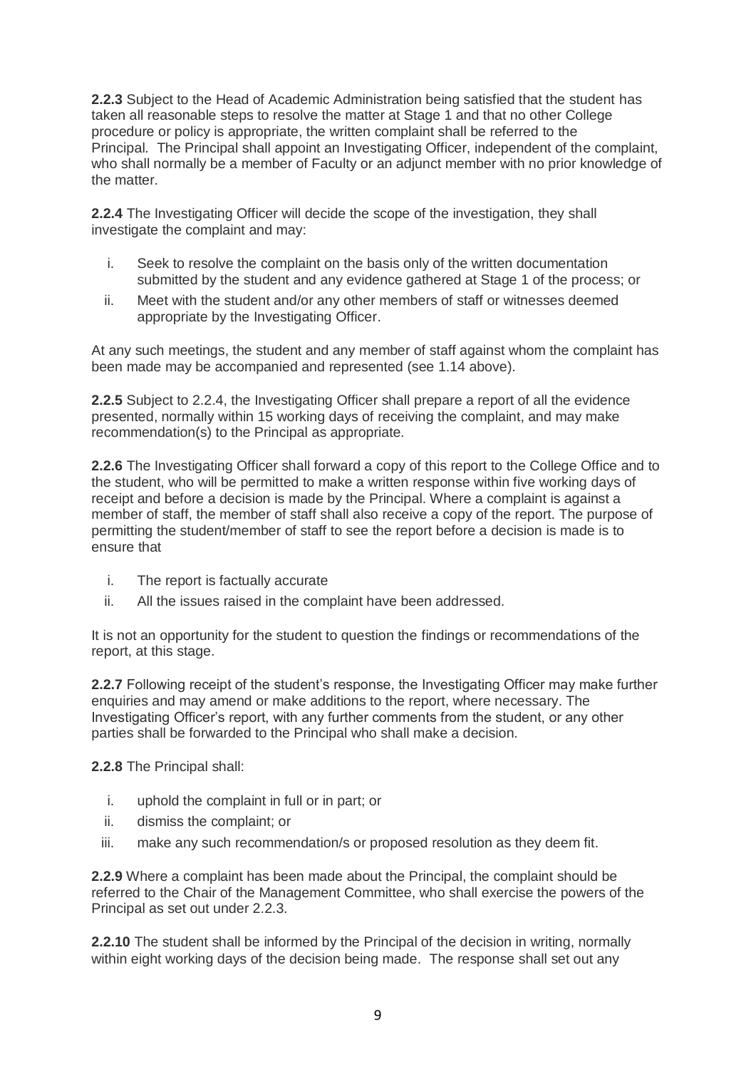**2.2.3** Subject to the Head of Academic Administration being satisfied that the student has taken all reasonable steps to resolve the matter at Stage 1 and that no other College procedure or policy is appropriate, the written complaint shall be referred to the Principal. The Principal shall appoint an Investigating Officer, independent of the complaint, who shall normally be a member of Faculty or an adjunct member with no prior knowledge of the matter.

**2.2.4** The Investigating Officer will decide the scope of the investigation, they shall investigate the complaint and may:

i. Seek to resolve the complaint on the basis only of the written documentation submitted by the student and any evidence gathered at Stage 1 of the process; or
ii. Meet with the student and/or any other members of staff or witnesses deemed appropriate by the Investigating Officer.

At any such meetings, the student and any member of staff against whom the complaint has been made may be accompanied and represented (see 1.14 above).

**2.2.5** Subject to 2.2.4, the Investigating Officer shall prepare a report of all the evidence presented, normally within 15 working days of receiving the complaint, and may make recommendation(s) to the Principal as appropriate.

**2.2.6** The Investigating Officer shall forward a copy of this report to the College Office and to the student, who will be permitted to make a written response within five working days of receipt and before a decision is made by the Principal. Where a complaint is against a member of staff, the member of staff shall also receive a copy of the report. The purpose of permitting the student/member of staff to see the report before a decision is made is to ensure that

i. The report is factually accurate
ii. All the issues raised in the complaint have been addressed.

It is not an opportunity for the student to question the findings or recommendations of the report, at this stage.

**2.2.7** Following receipt of the student's response, the Investigating Officer may make further enquiries and may amend or make additions to the report, where necessary. The Investigating Officer's report, with any further comments from the student, or any other parties shall be forwarded to the Principal who shall make a decision.

**2.2.8** The Principal shall:

i. uphold the complaint in full or in part; or
ii. dismiss the complaint; or
iii. make any such recommendation/s or proposed resolution as they deem fit.

**2.2.9** Where a complaint has been made about the Principal, the complaint should be referred to the Chair of the Management Committee, who shall exercise the powers of the Principal as set out under 2.2.3.

**2.2.10** The student shall be informed by the Principal of the decision in writing, normally within eight working days of the decision being made. The response shall set out any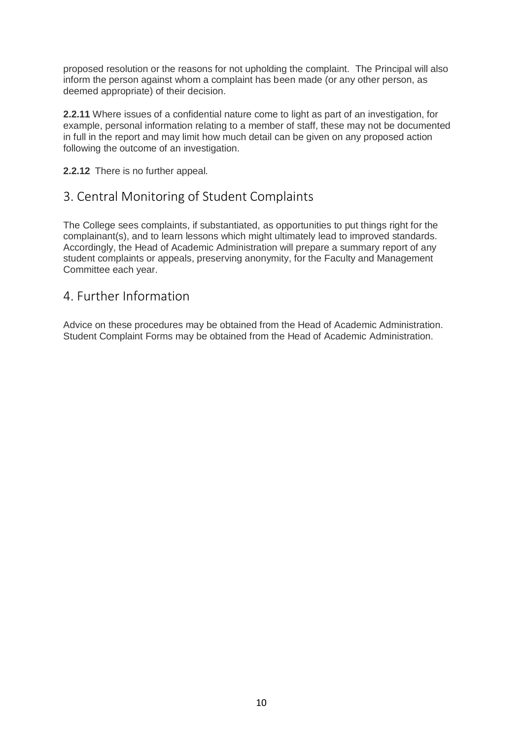proposed resolution or the reasons for not upholding the complaint. The Principal will also inform the person against whom a complaint has been made (or any other person, as deemed appropriate) of their decision.

**2.2.11** Where issues of a confidential nature come to light as part of an investigation, for example, personal information relating to a member of staff, these may not be documented in full in the report and may limit how much detail can be given on any proposed action following the outcome of an investigation.

**2.2.12** There is no further appeal.

## 3. Central Monitoring of Student Complaints

The College sees complaints, if substantiated, as opportunities to put things right for the complainant(s), and to learn lessons which might ultimately lead to improved standards. Accordingly, the Head of Academic Administration will prepare a summary report of any student complaints or appeals, preserving anonymity, for the Faculty and Management Committee each year.

## 4. Further Information

Advice on these procedures may be obtained from the Head of Academic Administration. Student Complaint Forms may be obtained from the Head of Academic Administration.